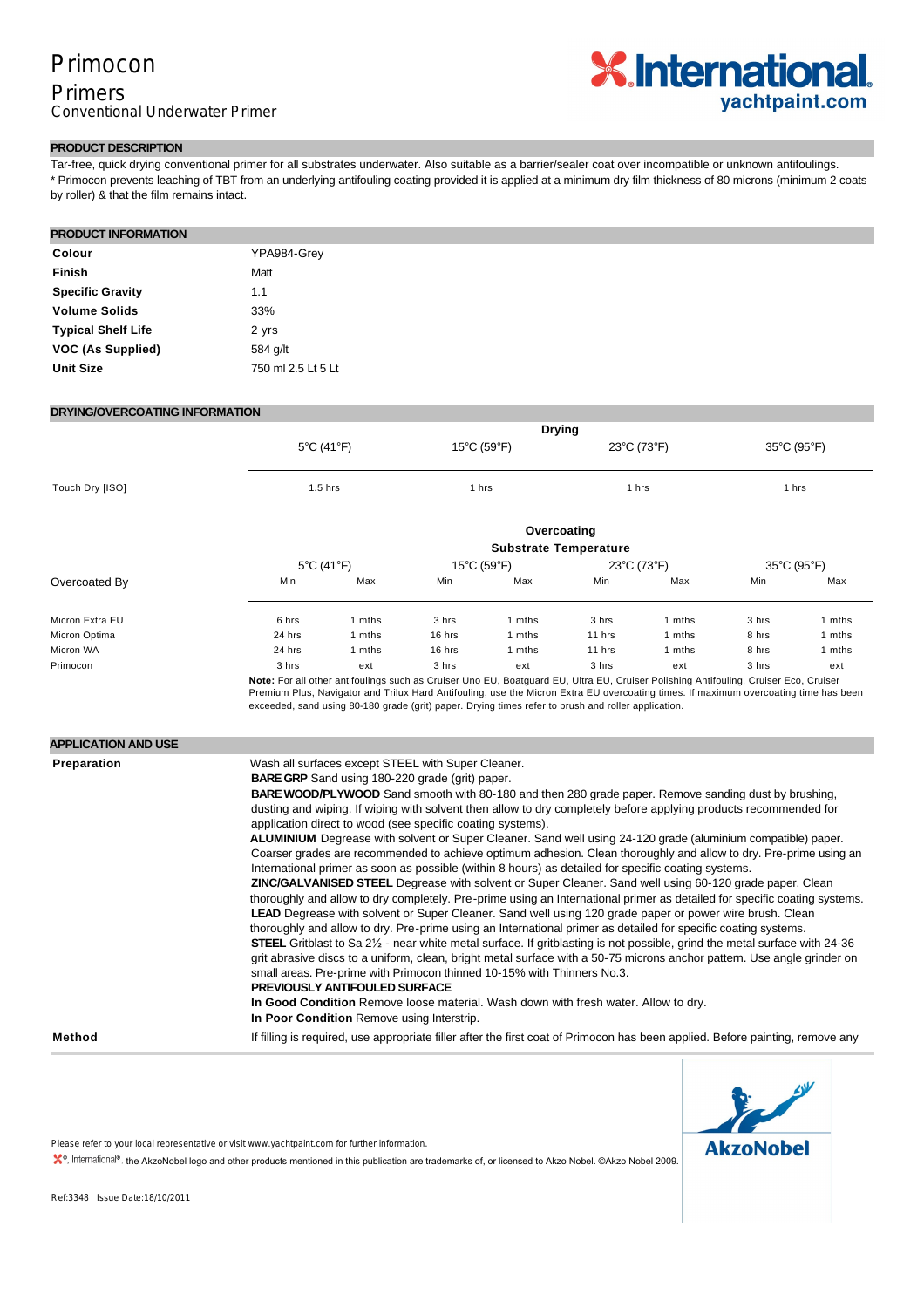# Primocon

## Primers

Conventional Underwater Primer

### PRODUCT DESCRIPTION

Tar-free, quick drying conventional primer for all substrates underwater. Also suitable as a barrier/sealer coat over incompatible or unknown antifoulings.
* Primocon prevents leaching of TBT from an underlying antifouling coating provided it is applied at a minimum dry film thickness of 80 microns (minimum 2 coats by roller) & that the film remains intact.

### PRODUCT INFORMATION

| | |
|---|---|
| **Colour** | YPA984-Grey |
| **Finish** | Matt |
| **Specific Gravity** | 1.1 |
| **Volume Solids** | 33% |
| **Typical Shelf Life** | 2 yrs |
| **VOC (As Supplied)** | 584 g/lt |
| **Unit Size** | 750 ml 2.5 Lt 5 Lt |

### DRYING/OVERCOATING INFORMATION

| | Drying | | | |
|---|---|---|---|---|
| | 5°C (41°F) | 15°C (59°F) | 23°C (73°F) | 35°C (95°F) |
| Touch Dry [ISO] | 1.5 hrs | 1 hrs | 1 hrs | 1 hrs |

| | Overcoating — Substrate Temperature | | | | | | | |
|---|---|---|---|---|---|---|---|---|
| | 5°C (41°F) | | 15°C (59°F) | | 23°C (73°F) | | 35°C (95°F) | |
| Overcoated By | Min | Max | Min | Max | Min | Max | Min | Max |
| Micron Extra EU | 6 hrs | 1 mths | 3 hrs | 1 mths | 3 hrs | 1 mths | 3 hrs | 1 mths |
| Micron Optima | 24 hrs | 1 mths | 16 hrs | 1 mths | 11 hrs | 1 mths | 8 hrs | 1 mths |
| Micron WA | 24 hrs | 1 mths | 16 hrs | 1 mths | 11 hrs | 1 mths | 8 hrs | 1 mths |
| Primocon | 3 hrs | ext | 3 hrs | ext | 3 hrs | ext | 3 hrs | ext |

**Note:** For all other antifoulings such as Cruiser Uno EU, Boatguard EU, Ultra EU, Cruiser Polishing Antifouling, Cruiser Eco, Cruiser Premium Plus, Navigator and Trilux Hard Antifouling, use the Micron Extra EU overcoating times. If maximum overcoating time has been exceeded, sand using 80-180 grade (grit) paper. Drying times refer to brush and roller application.

### APPLICATION AND USE

**Preparation**

Wash all surfaces except STEEL with Super Cleaner.

**BARE GRP** Sand using 180-220 grade (grit) paper.

**BARE WOOD/PLYWOOD** Sand smooth with 80-180 and then 280 grade paper. Remove sanding dust by brushing, dusting and wiping. If wiping with solvent then allow to dry completely before applying products recommended for application direct to wood (see specific coating systems).

**ALUMINIUM** Degrease with solvent or Super Cleaner. Sand well using 24-120 grade (aluminium compatible) paper. Coarser grades are recommended to achieve optimum adhesion. Clean thoroughly and allow to dry. Pre-prime using an International primer as soon as possible (within 8 hours) as detailed for specific coating systems.

**ZINC/GALVANISED STEEL** Degrease with solvent or Super Cleaner. Sand well using 60-120 grade paper. Clean thoroughly and allow to dry completely. Pre-prime using an International primer as detailed for specific coating systems.

**LEAD** Degrease with solvent or Super Cleaner. Sand well using 120 grade paper or power wire brush. Clean thoroughly and allow to dry. Pre-prime using an International primer as detailed for specific coating systems.

**STEEL** Gritblast to Sa 2½ - near white metal surface. If gritblasting is not possible, grind the metal surface with 24-36 grit abrasive discs to a uniform, clean, bright metal surface with a 50-75 microns anchor pattern. Use angle grinder on small areas. Pre-prime with Primocon thinned 10-15% with Thinners No.3.

**PREVIOUSLY ANTIFOULED SURFACE**

**In Good Condition** Remove loose material. Wash down with fresh water. Allow to dry.

**In Poor Condition** Remove using Interstrip.

**Method**

If filling is required, use appropriate filler after the first coat of Primocon has been applied. Before painting, remove any

Please refer to your local representative or visit www.yachtpaint.com for further information.

®, International®, the AkzoNobel logo and other products mentioned in this publication are trademarks of, or licensed to Akzo Nobel. ©Akzo Nobel 2009.

Ref:3348 Issue Date:18/10/2011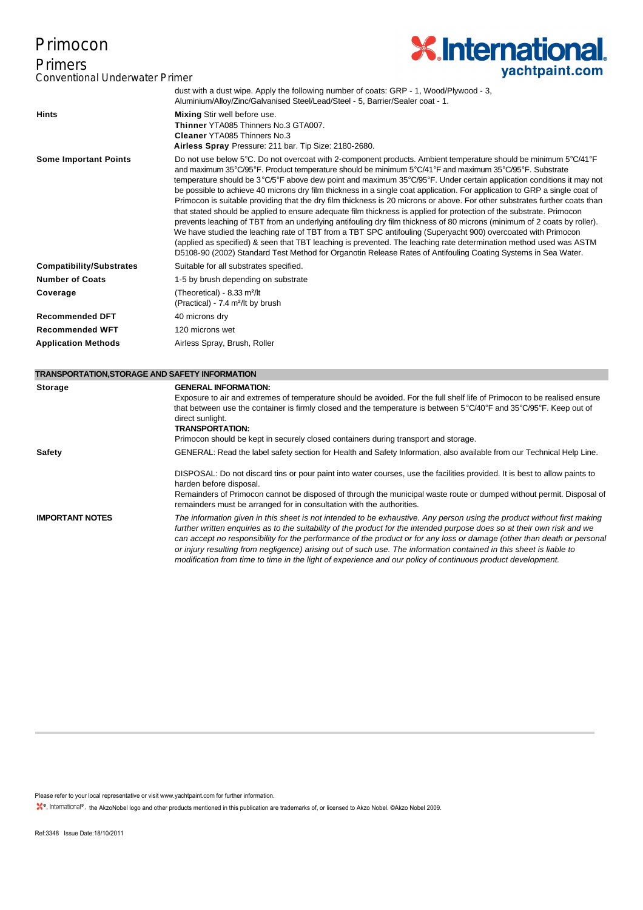dust with a dust wipe. Apply the following number of coats: GRP - 1, Wood/Plywood - 3, Aluminium/Alloy/Zinc/Galvanised Steel/Lead/Steel - 5, Barrier/Sealer coat - 1.

| | |
|---|---|
| **Hints** | **Mixing** Stir well before use.<br>**Thinner** YTA085 Thinners No.3 GTA007.<br>**Cleaner** YTA085 Thinners No.3<br>**Airless Spray** Pressure: 211 bar. Tip Size: 2180-2680. |
| **Some Important Points** | Do not use below 5°C. Do not overcoat with 2-component products. Ambient temperature should be minimum 5°C/41°F and maximum 35°C/95°F. Product temperature should be minimum 5°C/41°F and maximum 35°C/95°F. Substrate temperature should be 3°C/5°F above dew point and maximum 35°C/95°F. Under certain application conditions it may not be possible to achieve 40 microns dry film thickness in a single coat application. For application to GRP a single coat of Primocon is suitable providing that the dry film thickness is 20 microns or above. For other substrates further coats than that stated should be applied to ensure adequate film thickness is applied for protection of the substrate. Primocon prevents leaching of TBT from an underlying antifouling dry film thickness of 80 microns (minimum of 2 coats by roller). We have studied the leaching rate of TBT from a TBT SPC antifouling (Superyacht 900) overcoated with Primocon (applied as specified) & seen that TBT leaching is prevented. The leaching rate determination method used was ASTM D5108-90 (2002) Standard Test Method for Organotin Release Rates of Antifouling Coating Systems in Sea Water. |
| **Compatibility/Substrates** | Suitable for all substrates specified. |
| **Number of Coats** | 1-5 by brush depending on substrate |
| **Coverage** | (Theoretical) - 8.33 m²/lt<br>(Practical) - 7.4 m²/lt by brush |
| **Recommended DFT** | 40 microns dry |
| **Recommended WFT** | 120 microns wet |
| **Application Methods** | Airless Spray, Brush, Roller |

## TRANSPORTATION,STORAGE AND SAFETY INFORMATION

| | |
|---|---|
| **Storage** | **GENERAL INFORMATION:**<br>Exposure to air and extremes of temperature should be avoided. For the full shelf life of Primocon to be realised ensure that between use the container is firmly closed and the temperature is between 5°C/40°F and 35°C/95°F. Keep out of direct sunlight.<br>**TRANSPORTATION:**<br>Primocon should be kept in securely closed containers during transport and storage. |
| **Safety** | GENERAL: Read the label safety section for Health and Safety Information, also available from our Technical Help Line.<br><br>DISPOSAL: Do not discard tins or pour paint into water courses, use the facilities provided. It is best to allow paints to harden before disposal.<br>Remainders of Primocon cannot be disposed of through the municipal waste route or dumped without permit. Disposal of remainders must be arranged for in consultation with the authorities. |
| **IMPORTANT NOTES** | *The information given in this sheet is not intended to be exhaustive. Any person using the product without first making further written enquiries as to the suitability of the product for the intended purpose does so at their own risk and we can accept no responsibility for the performance of the product or for any loss or damage (other than death or personal or injury resulting from negligence) arising out of such use. The information contained in this sheet is liable to modification from time to time in the light of experience and our policy of continuous product development.* |

Please refer to your local representative or visit www.yachtpaint.com for further information.

®, International®, the AkzoNobel logo and other products mentioned in this publication are trademarks of, or licensed to Akzo Nobel. ©Akzo Nobel 2009.

Ref:3348 Issue Date:18/10/2011